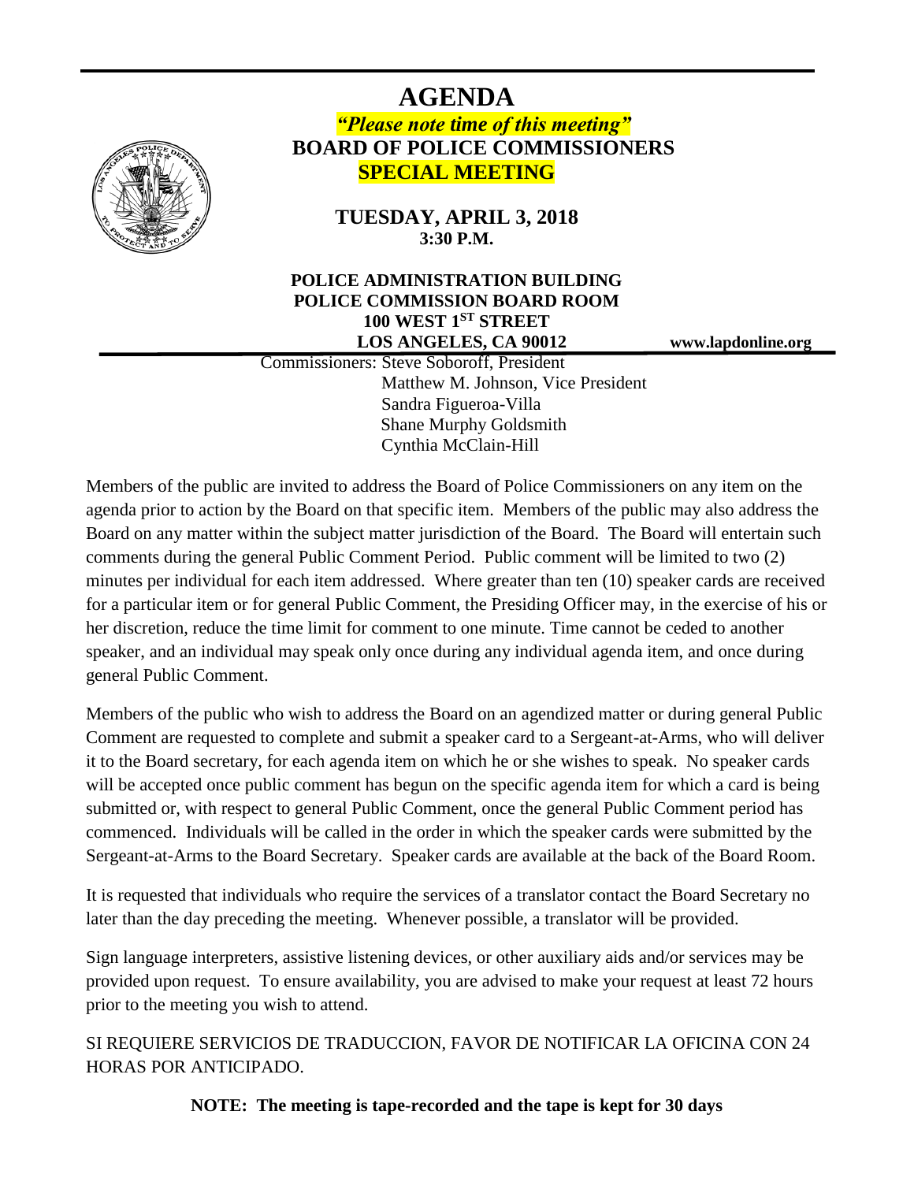# AGENDA

***"Please note time of this meeting"***

## BOARD OF POLICE COMMISSIONERS

## SPECIAL MEETING

**TUESDAY, APRIL 3, 2018**
**3:30 P.M.**

**POLICE ADMINISTRATION BUILDING**
**POLICE COMMISSION BOARD ROOM**
**100 WEST 1ST STREET**
**LOS ANGELES, CA 90012**

**www.lapdonline.org**

Commissioners: Steve Soboroff, President
Matthew M. Johnson, Vice President
Sandra Figueroa-Villa
Shane Murphy Goldsmith
Cynthia McClain-Hill

Members of the public are invited to address the Board of Police Commissioners on any item on the agenda prior to action by the Board on that specific item. Members of the public may also address the Board on any matter within the subject matter jurisdiction of the Board. The Board will entertain such comments during the general Public Comment Period. Public comment will be limited to two (2) minutes per individual for each item addressed. Where greater than ten (10) speaker cards are received for a particular item or for general Public Comment, the Presiding Officer may, in the exercise of his or her discretion, reduce the time limit for comment to one minute. Time cannot be ceded to another speaker, and an individual may speak only once during any individual agenda item, and once during general Public Comment.

Members of the public who wish to address the Board on an agendized matter or during general Public Comment are requested to complete and submit a speaker card to a Sergeant-at-Arms, who will deliver it to the Board secretary, for each agenda item on which he or she wishes to speak. No speaker cards will be accepted once public comment has begun on the specific agenda item for which a card is being submitted or, with respect to general Public Comment, once the general Public Comment period has commenced. Individuals will be called in the order in which the speaker cards were submitted by the Sergeant-at-Arms to the Board Secretary. Speaker cards are available at the back of the Board Room.

It is requested that individuals who require the services of a translator contact the Board Secretary no later than the day preceding the meeting. Whenever possible, a translator will be provided.

Sign language interpreters, assistive listening devices, or other auxiliary aids and/or services may be provided upon request. To ensure availability, you are advised to make your request at least 72 hours prior to the meeting you wish to attend.

SI REQUIERE SERVICIOS DE TRADUCCION, FAVOR DE NOTIFICAR LA OFICINA CON 24 HORAS POR ANTICIPADO.

**NOTE: The meeting is tape-recorded and the tape is kept for 30 days**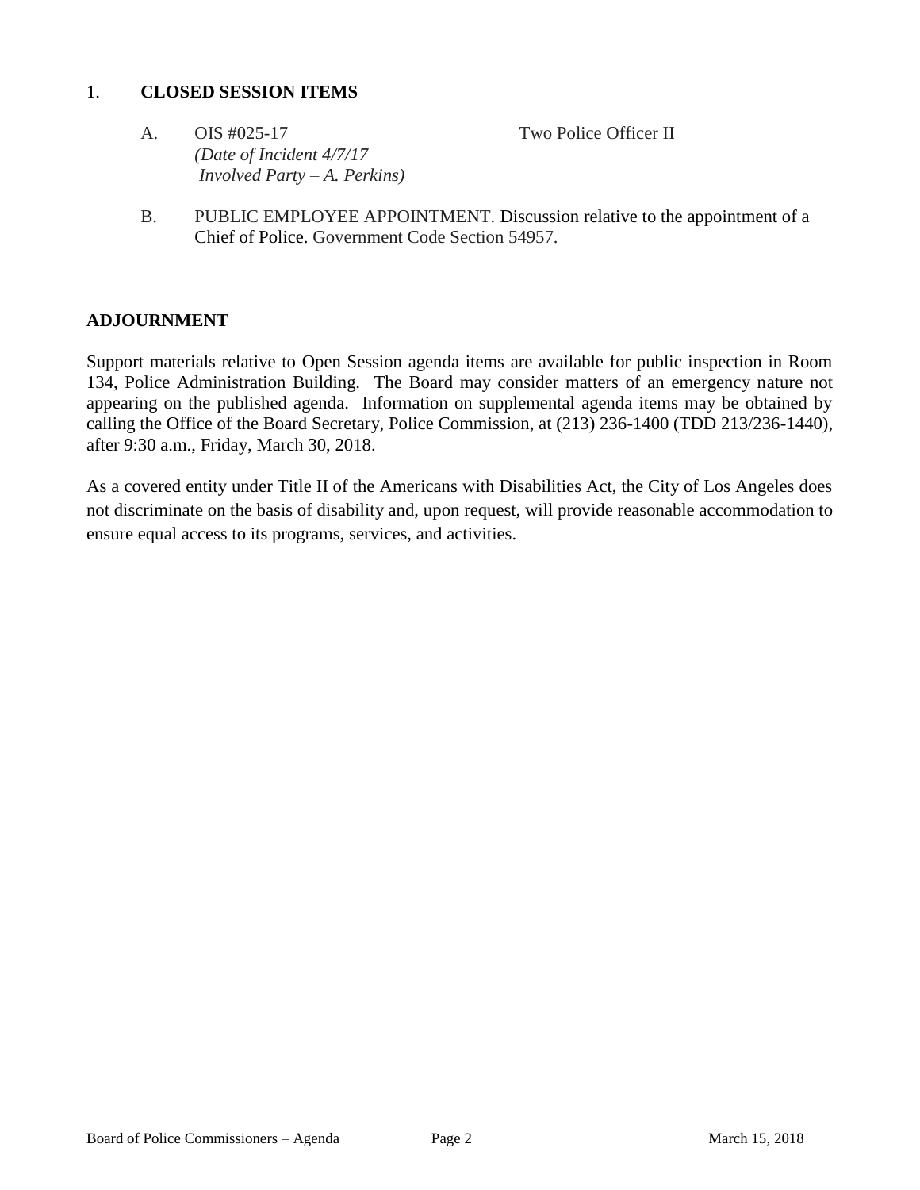1. **CLOSED SESSION ITEMS**

   A. OIS #025-17 Two Police Officer II
   *(Date of Incident 4/7/17*
   *Involved Party – A. Perkins)*

   B. PUBLIC EMPLOYEE APPOINTMENT. Discussion relative to the appointment of a Chief of Police. Government Code Section 54957.

**ADJOURNMENT**

Support materials relative to Open Session agenda items are available for public inspection in Room 134, Police Administration Building. The Board may consider matters of an emergency nature not appearing on the published agenda. Information on supplemental agenda items may be obtained by calling the Office of the Board Secretary, Police Commission, at (213) 236-1400 (TDD 213/236-1440), after 9:30 a.m., Friday, March 30, 2018.

As a covered entity under Title II of the Americans with Disabilities Act, the City of Los Angeles does not discriminate on the basis of disability and, upon request, will provide reasonable accommodation to ensure equal access to its programs, services, and activities.